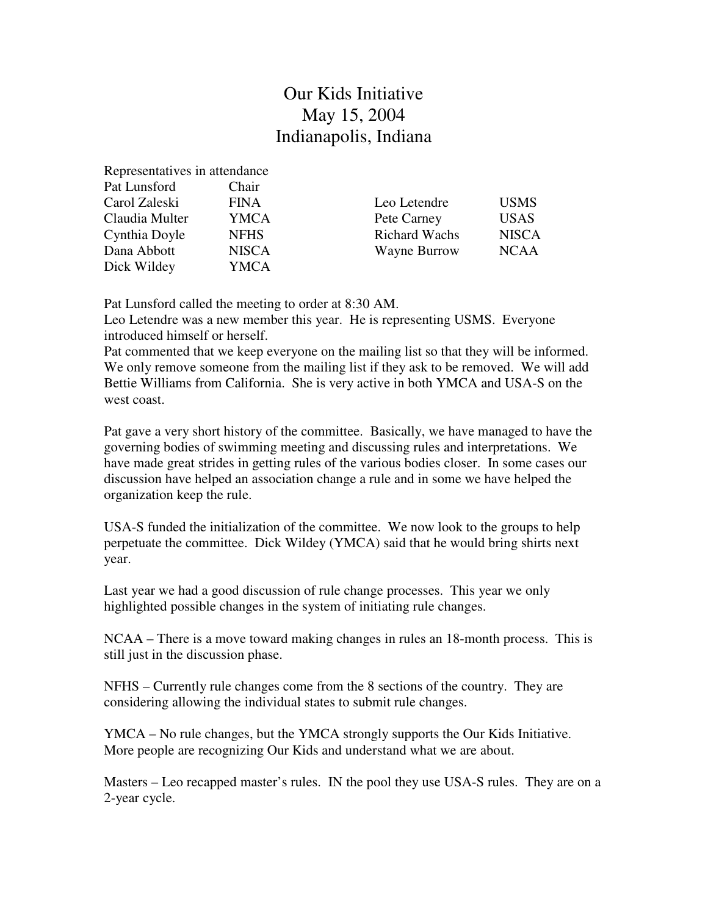# Our Kids Initiative
## May 15, 2004
## Indianapolis, Indiana

Representatives in attendance

| Name | Organization | Name | Organization |
|---|---|---|---|
| Pat Lunsford | Chair | | |
| Carol Zaleski | FINA | Leo Letendre | USMS |
| Claudia Multer | YMCA | Pete Carney | USAS |
| Cynthia Doyle | NFHS | Richard Wachs | NISCA |
| Dana Abbott | NISCA | Wayne Burrow | NCAA |
| Dick Wildey | YMCA | | |

Pat Lunsford called the meeting to order at 8:30 AM.
Leo Letendre was a new member this year. He is representing USMS. Everyone introduced himself or herself.
Pat commented that we keep everyone on the mailing list so that they will be informed. We only remove someone from the mailing list if they ask to be removed. We will add Bettie Williams from California. She is very active in both YMCA and USA-S on the west coast.

Pat gave a very short history of the committee. Basically, we have managed to have the governing bodies of swimming meeting and discussing rules and interpretations. We have made great strides in getting rules of the various bodies closer. In some cases our discussion have helped an association change a rule and in some we have helped the organization keep the rule.

USA-S funded the initialization of the committee. We now look to the groups to help perpetuate the committee. Dick Wildey (YMCA) said that he would bring shirts next year.

Last year we had a good discussion of rule change processes. This year we only highlighted possible changes in the system of initiating rule changes.

NCAA – There is a move toward making changes in rules an 18-month process. This is still just in the discussion phase.

NFHS – Currently rule changes come from the 8 sections of the country. They are considering allowing the individual states to submit rule changes.

YMCA – No rule changes, but the YMCA strongly supports the Our Kids Initiative. More people are recognizing Our Kids and understand what we are about.

Masters – Leo recapped master's rules. IN the pool they use USA-S rules. They are on a 2-year cycle.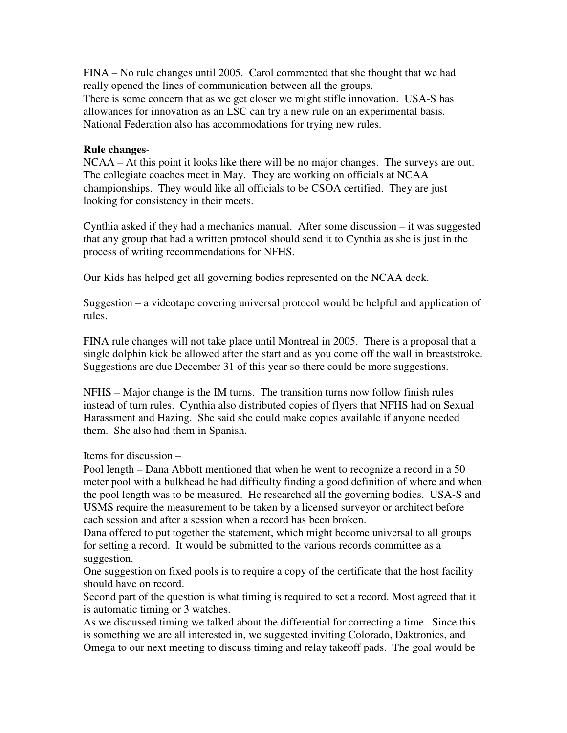FINA – No rule changes until 2005. Carol commented that she thought that we had really opened the lines of communication between all the groups.
There is some concern that as we get closer we might stifle innovation. USA-S has allowances for innovation as an LSC can try a new rule on an experimental basis. National Federation also has accommodations for trying new rules.

**Rule changes**-
NCAA – At this point it looks like there will be no major changes. The surveys are out. The collegiate coaches meet in May. They are working on officials at NCAA championships. They would like all officials to be CSOA certified. They are just looking for consistency in their meets.

Cynthia asked if they had a mechanics manual. After some discussion – it was suggested that any group that had a written protocol should send it to Cynthia as she is just in the process of writing recommendations for NFHS.

Our Kids has helped get all governing bodies represented on the NCAA deck.

Suggestion – a videotape covering universal protocol would be helpful and application of rules.

FINA rule changes will not take place until Montreal in 2005. There is a proposal that a single dolphin kick be allowed after the start and as you come off the wall in breaststroke. Suggestions are due December 31 of this year so there could be more suggestions.

NFHS – Major change is the IM turns. The transition turns now follow finish rules instead of turn rules. Cynthia also distributed copies of flyers that NFHS had on Sexual Harassment and Hazing. She said she could make copies available if anyone needed them. She also had them in Spanish.

Items for discussion –
Pool length – Dana Abbott mentioned that when he went to recognize a record in a 50 meter pool with a bulkhead he had difficulty finding a good definition of where and when the pool length was to be measured. He researched all the governing bodies. USA-S and USMS require the measurement to be taken by a licensed surveyor or architect before each session and after a session when a record has been broken.
Dana offered to put together the statement, which might become universal to all groups for setting a record. It would be submitted to the various records committee as a suggestion.
One suggestion on fixed pools is to require a copy of the certificate that the host facility should have on record.
Second part of the question is what timing is required to set a record. Most agreed that it is automatic timing or 3 watches.
As we discussed timing we talked about the differential for correcting a time. Since this is something we are all interested in, we suggested inviting Colorado, Daktronics, and Omega to our next meeting to discuss timing and relay takeoff pads. The goal would be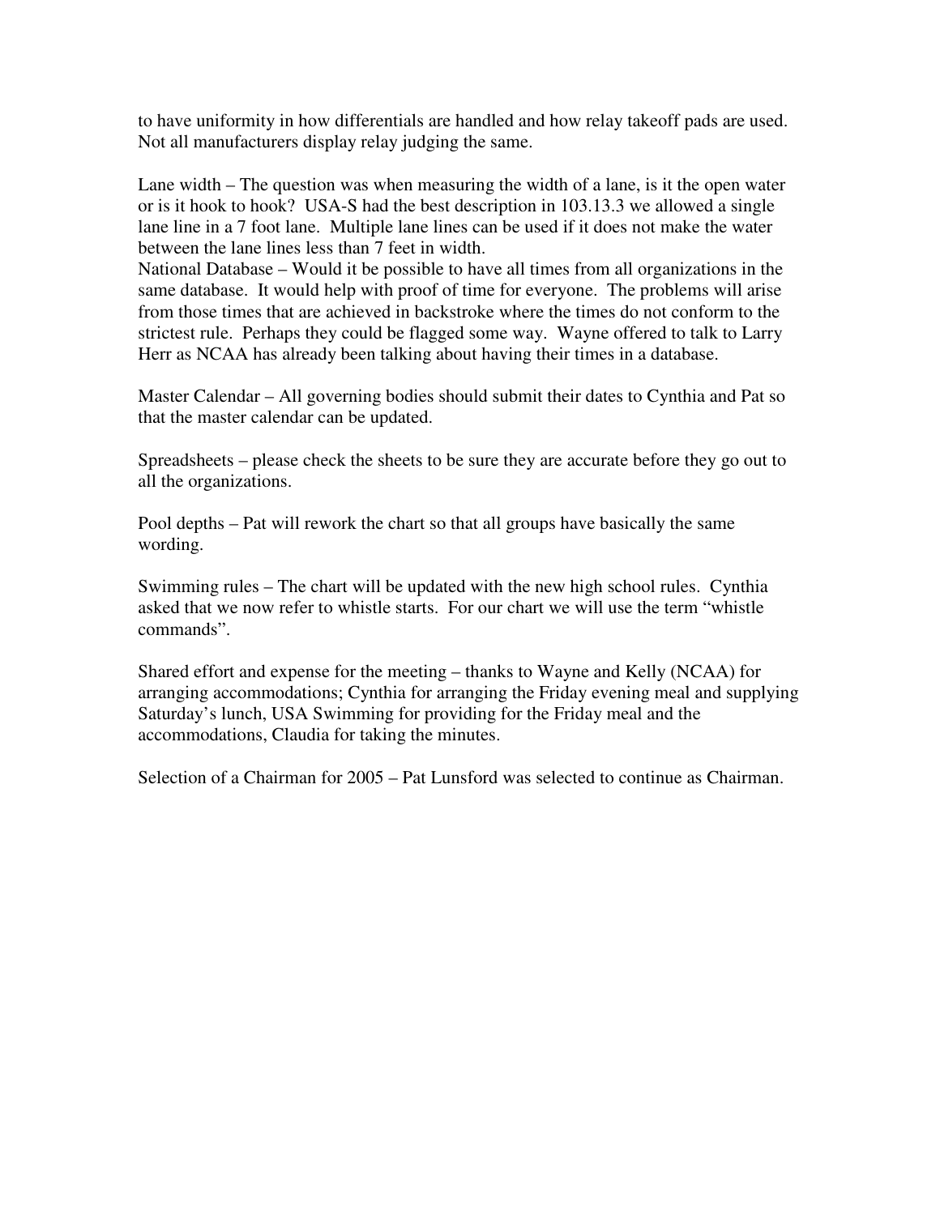to have uniformity in how differentials are handled and how relay takeoff pads are used. Not all manufacturers display relay judging the same.

Lane width – The question was when measuring the width of a lane, is it the open water or is it hook to hook? USA-S had the best description in 103.13.3 we allowed a single lane line in a 7 foot lane. Multiple lane lines can be used if it does not make the water between the lane lines less than 7 feet in width.
National Database – Would it be possible to have all times from all organizations in the same database. It would help with proof of time for everyone. The problems will arise from those times that are achieved in backstroke where the times do not conform to the strictest rule. Perhaps they could be flagged some way. Wayne offered to talk to Larry Herr as NCAA has already been talking about having their times in a database.

Master Calendar – All governing bodies should submit their dates to Cynthia and Pat so that the master calendar can be updated.

Spreadsheets – please check the sheets to be sure they are accurate before they go out to all the organizations.

Pool depths – Pat will rework the chart so that all groups have basically the same wording.

Swimming rules – The chart will be updated with the new high school rules. Cynthia asked that we now refer to whistle starts. For our chart we will use the term "whistle commands".

Shared effort and expense for the meeting – thanks to Wayne and Kelly (NCAA) for arranging accommodations; Cynthia for arranging the Friday evening meal and supplying Saturday's lunch, USA Swimming for providing for the Friday meal and the accommodations, Claudia for taking the minutes.

Selection of a Chairman for 2005 – Pat Lunsford was selected to continue as Chairman.